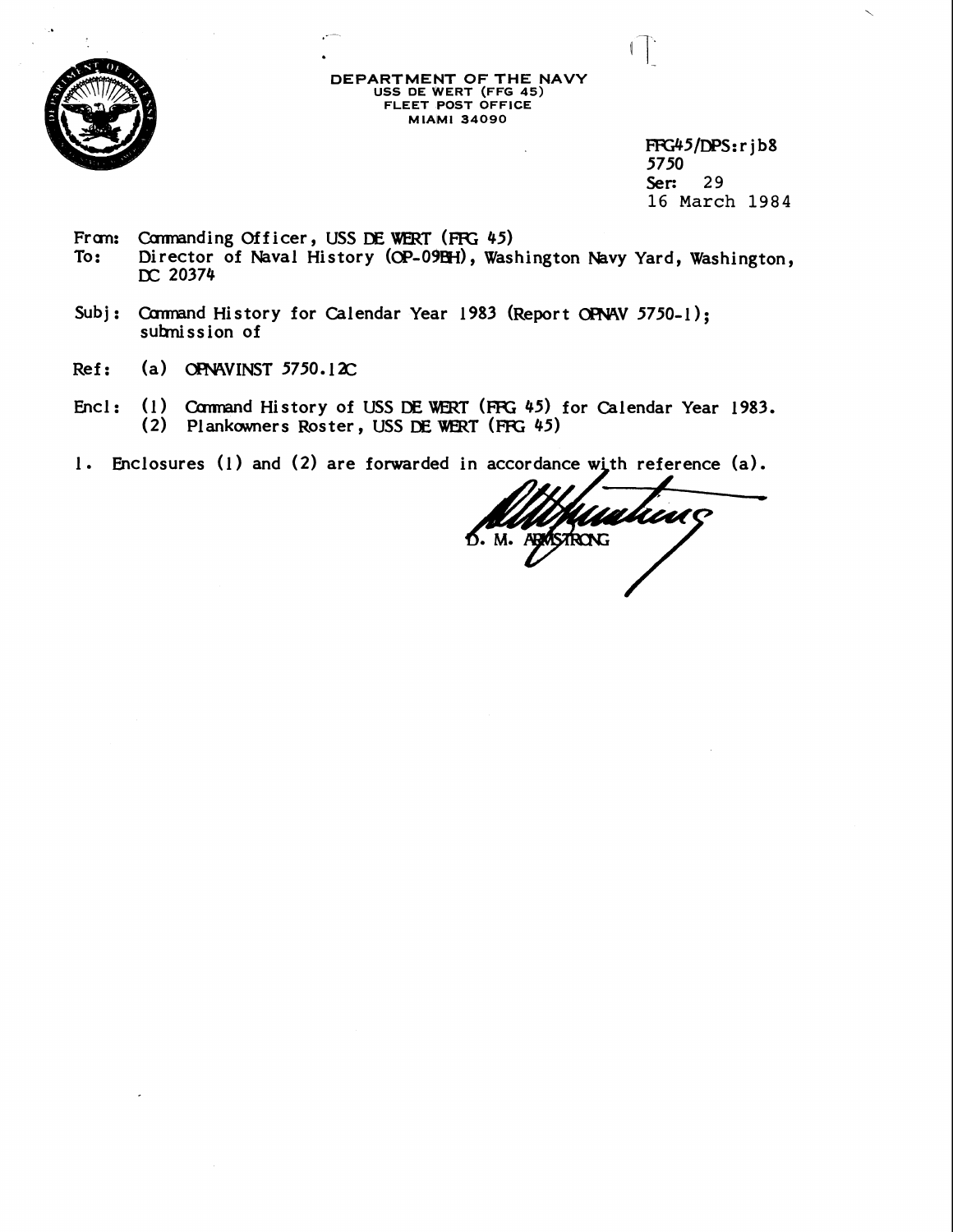DEPARTMENT OF THE NAVY
USS DE WERT (FFG 45)
FLEET POST OFFICE
MIAMI 34090

FFG45/DPS:rjb8
5750
Ser: 29
16 March 1984

From: Commanding Officer, USS DE WERT (FFG 45)
To: Director of Naval History (OP-09BH), Washington Navy Yard, Washington, DC 20374

Subj: Command History for Calendar Year 1983 (Report OPNAV 5750-1); submission of

Ref: (a) OPNAVINST 5750.12C

Encl: (1) Command History of USS DE WERT (FFG 45) for Calendar Year 1983.
(2) Plankowners Roster, USS DE WERT (FFG 45)

1. Enclosures (1) and (2) are forwarded in accordance with reference (a).

D. M. ARMSTRONG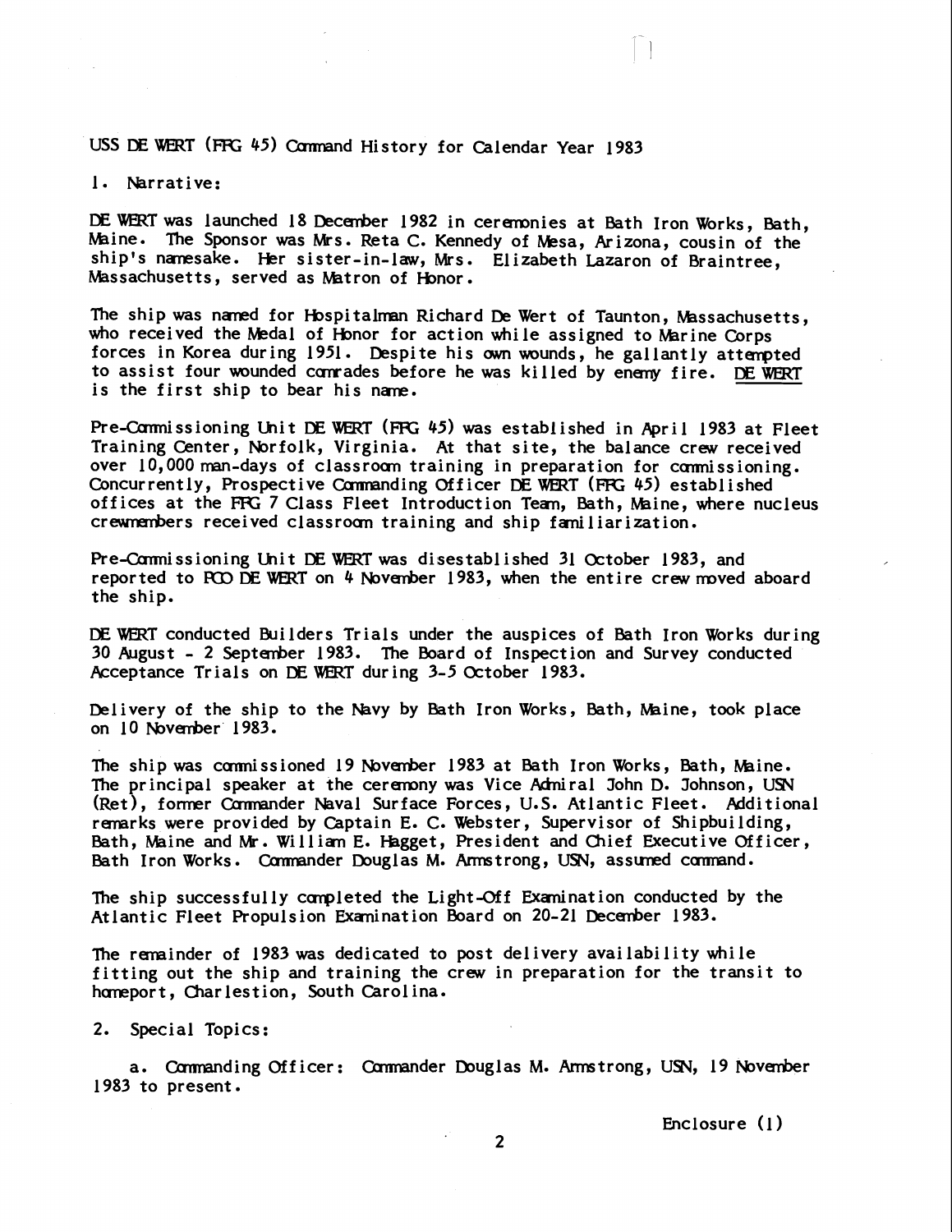USS DE WERT (FFG 45) Command History for Calendar Year 1983

1. Narrative:

DE WERT was launched 18 December 1982 in ceremonies at Bath Iron Works, Bath, Maine. The Sponsor was Mrs. Reta C. Kennedy of Mesa, Arizona, cousin of the ship's namesake. Her sister-in-law, Mrs. Elizabeth Lazaron of Braintree, Massachusetts, served as Matron of Honor.

The ship was named for Hospitalman Richard De Wert of Taunton, Massachusetts, who received the Medal of Honor for action while assigned to Marine Corps forces in Korea during 1951. Despite his own wounds, he gallantly attempted to assist four wounded comrades before he was killed by enemy fire. DE WERT is the first ship to bear his name.

Pre-Commissioning Unit DE WERT (FFG 45) was established in April 1983 at Fleet Training Center, Norfolk, Virginia. At that site, the balance crew received over 10,000 man-days of classroom training in preparation for commissioning. Concurrently, Prospective Commanding Officer DE WERT (FFG 45) established offices at the FFG 7 Class Fleet Introduction Team, Bath, Maine, where nucleus crewmembers received classroom training and ship familiarization.

Pre-Commissioning Unit DE WERT was disestablished 31 October 1983, and reported to PCO DE WERT on 4 November 1983, when the entire crew moved aboard the ship.

DE WERT conducted Builders Trials under the auspices of Bath Iron Works during 30 August - 2 September 1983. The Board of Inspection and Survey conducted Acceptance Trials on DE WERT during 3-5 October 1983.

Delivery of the ship to the Navy by Bath Iron Works, Bath, Maine, took place on 10 November 1983.

The ship was commissioned 19 November 1983 at Bath Iron Works, Bath, Maine. The principal speaker at the ceremony was Vice Admiral John D. Johnson, USN (Ret), former Commander Naval Surface Forces, U.S. Atlantic Fleet. Additional remarks were provided by Captain E. C. Webster, Supervisor of Shipbuilding, Bath, Maine and Mr. William E. Hagget, President and Chief Executive Officer, Bath Iron Works. Commander Douglas M. Armstrong, USN, assumed command.

The ship successfully completed the Light-Off Examination conducted by the Atlantic Fleet Propulsion Examination Board on 20-21 December 1983.

The remainder of 1983 was dedicated to post delivery availability while fitting out the ship and training the crew in preparation for the transit to homeport, Charlestion, South Carolina.

2. Special Topics:

a. Commanding Officer: Commander Douglas M. Armstrong, USN, 19 November 1983 to present.

Enclosure (1)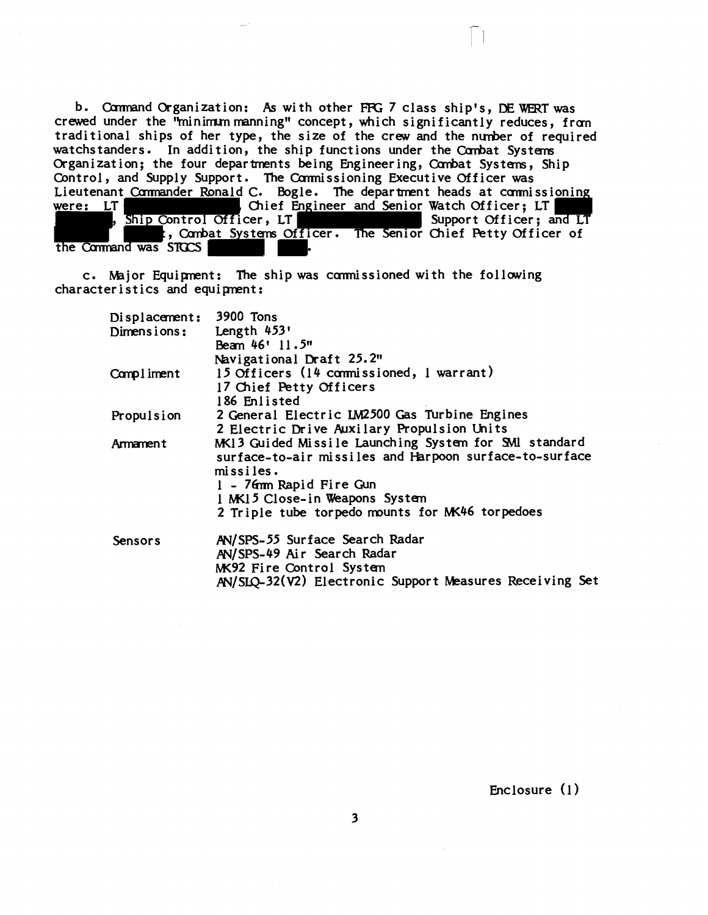b. Command Organization: As with other FFG 7 class ship's, DE WERT was crewed under the "minimum manning" concept, which significantly reduces, from traditional ships of her type, the size of the crew and the number of required watchstanders. In addition, the ship functions under the Combat Systems Organization; the four departments being Engineering, Combat Systems, Ship Control, and Supply Support. The Commissioning Executive Officer was Lieutenant Commander Ronald C. Bogle. The department heads at commissioning were: LT ██████, Chief Engineer and Senior Watch Officer; LT ██████, Ship Control Officer, LT ██████ Support Officer; and LT ██████, Combat Systems Officer. The Senior Chief Petty Officer of the Command was STGCS ██████.

c. Major Equipment: The ship was commissioned with the following characteristics and equipment:

| | |
|---|---|
| Displacement: | 3900 Tons |
| Dimensions: | Length 453'<br>Beam 46' 11.5"<br>Navigational Draft 25.2" |
| Compliment | 15 Officers (14 commissioned, 1 warrant)<br>17 Chief Petty Officers<br>186 Enlisted |
| Propulsion | 2 General Electric LM2500 Gas Turbine Engines<br>2 Electric Drive Auxilary Propulsion Units |
| Armament | MK13 Guided Missile Launching System for SM1 standard surface-to-air missiles and Harpoon surface-to-surface missiles.<br>1 - 76mm Rapid Fire Gun<br>1 MK15 Close-in Weapons System<br>2 Triple tube torpedo mounts for MK46 torpedoes |
| Sensors | AN/SPS-55 Surface Search Radar<br>AN/SPS-49 Air Search Radar<br>MK92 Fire Control System<br>AN/SLQ-32(V2) Electronic Support Measures Receiving Set |

Enclosure (1)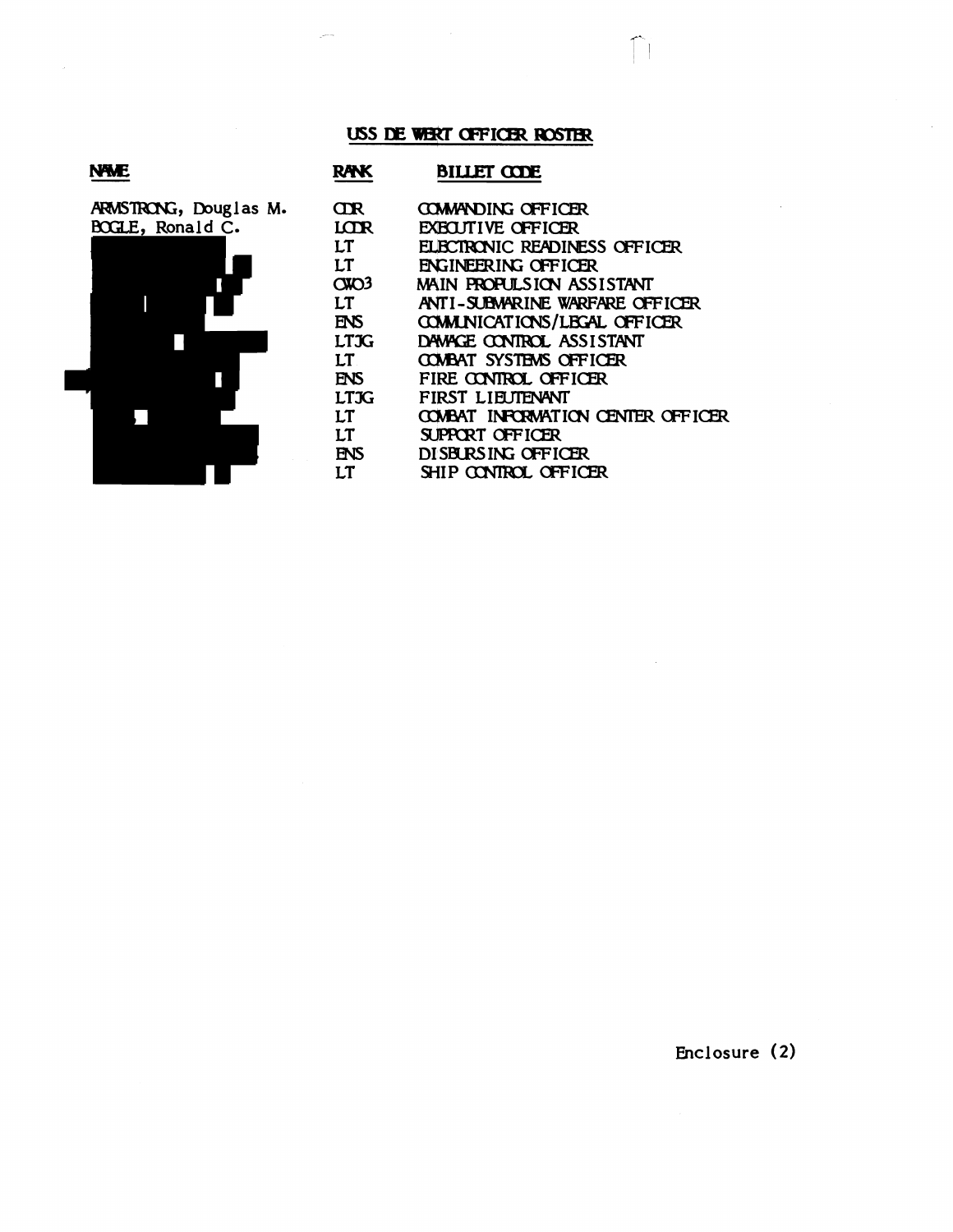# USS DE WERT OFFICER ROSTER

| NAME | RANK | BILLET CODE |
|---|---|---|
| ARMSTRONG, Douglas M. | CDR | COMMANDING OFFICER |
| BOGLE, Ronald C. | LCDR | EXECUTIVE OFFICER |
| | LT | ELECTRONIC READINESS OFFICER |
| | LT | ENGINEERING OFFICER |
| | CWO3 | MAIN PROPULSION ASSISTANT |
| | LT | ANTI-SUBMARINE WARFARE OFFICER |
| | ENS | COMMUNICATIONS/LEGAL OFFICER |
| | LTJG | DAMAGE CONTROL ASSISTANT |
| | LT | COMBAT SYSTEMS OFFICER |
| | ENS | FIRE CONTROL OFFICER |
| | LTJG | FIRST LIEUTENANT |
| | LT | COMBAT INFORMATION CENTER OFFICER |
| | LT | SUPPORT OFFICER |
| | ENS | DISBURSING OFFICER |
| | LT | SHIP CONTROL OFFICER |

Enclosure (2)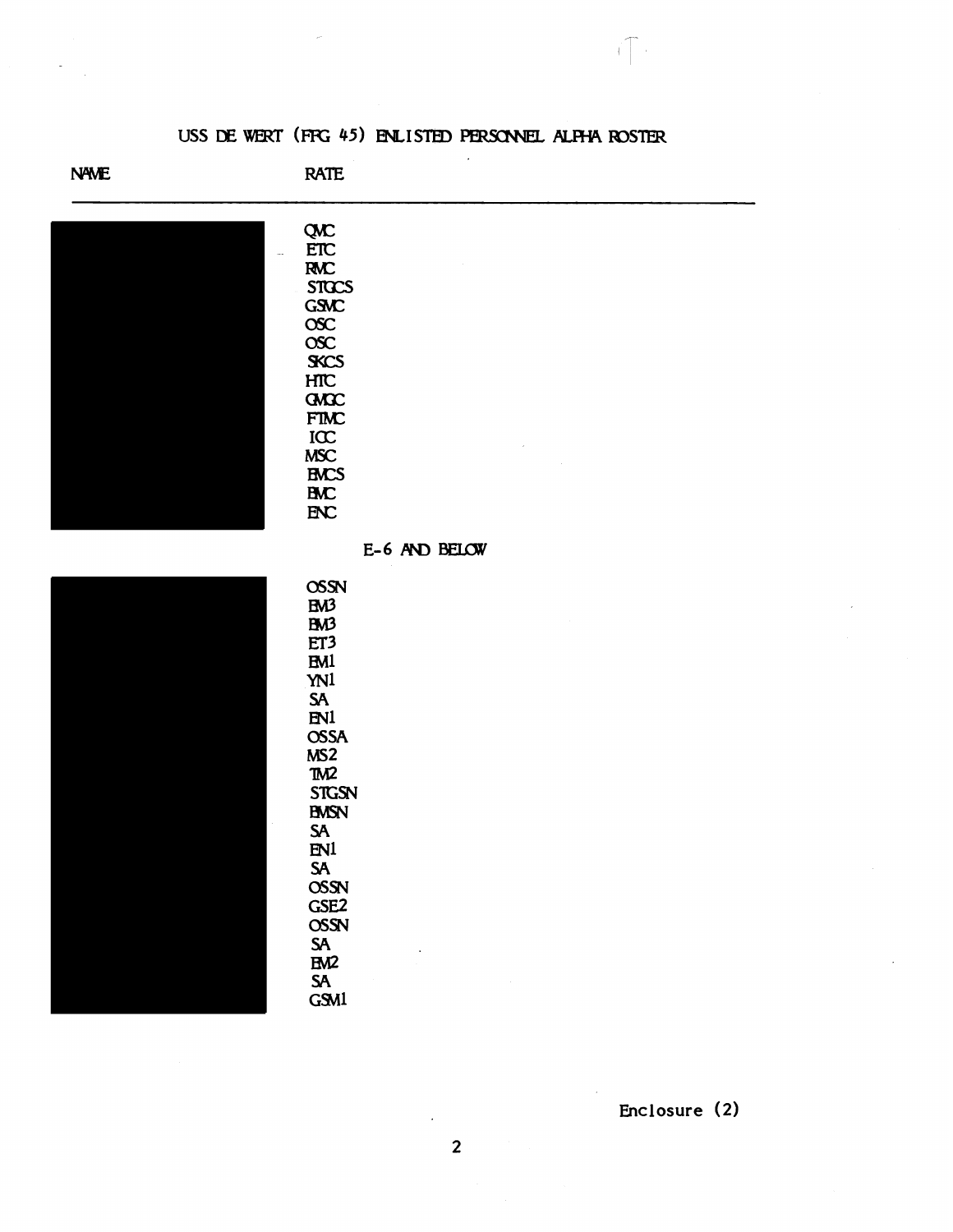# USS DE WERT (FFG 45) ENLISTED PERSONNEL ALPHA ROSTER

| NAME | RATE |
| --- | --- |
| | QMC |
| | ETC |
| | RMC |
| | STGCS |
| | GSMC |
| | OSC |
| | OSC |
| | SKCS |
| | HTC |
| | GMGC |
| | FTMC |
| | ICC |
| | MSC |
| | BMCS |
| | BMC |
| | ENC |

E-6 AND BELOW

| NAME | RATE |
| --- | --- |
| | OSSN |
| | BM3 |
| | BM3 |
| | ET3 |
| | BM1 |
| | YN1 |
| | SA |
| | EN1 |
| | OSSA |
| | MS2 |
| | TM2 |
| | STGSN |
| | BMSN |
| | SA |
| | EN1 |
| | SA |
| | OSSN |
| | GSE2 |
| | OSSN |
| | SA |
| | BM2 |
| | SA |
| | GSM1 |

Enclosure (2)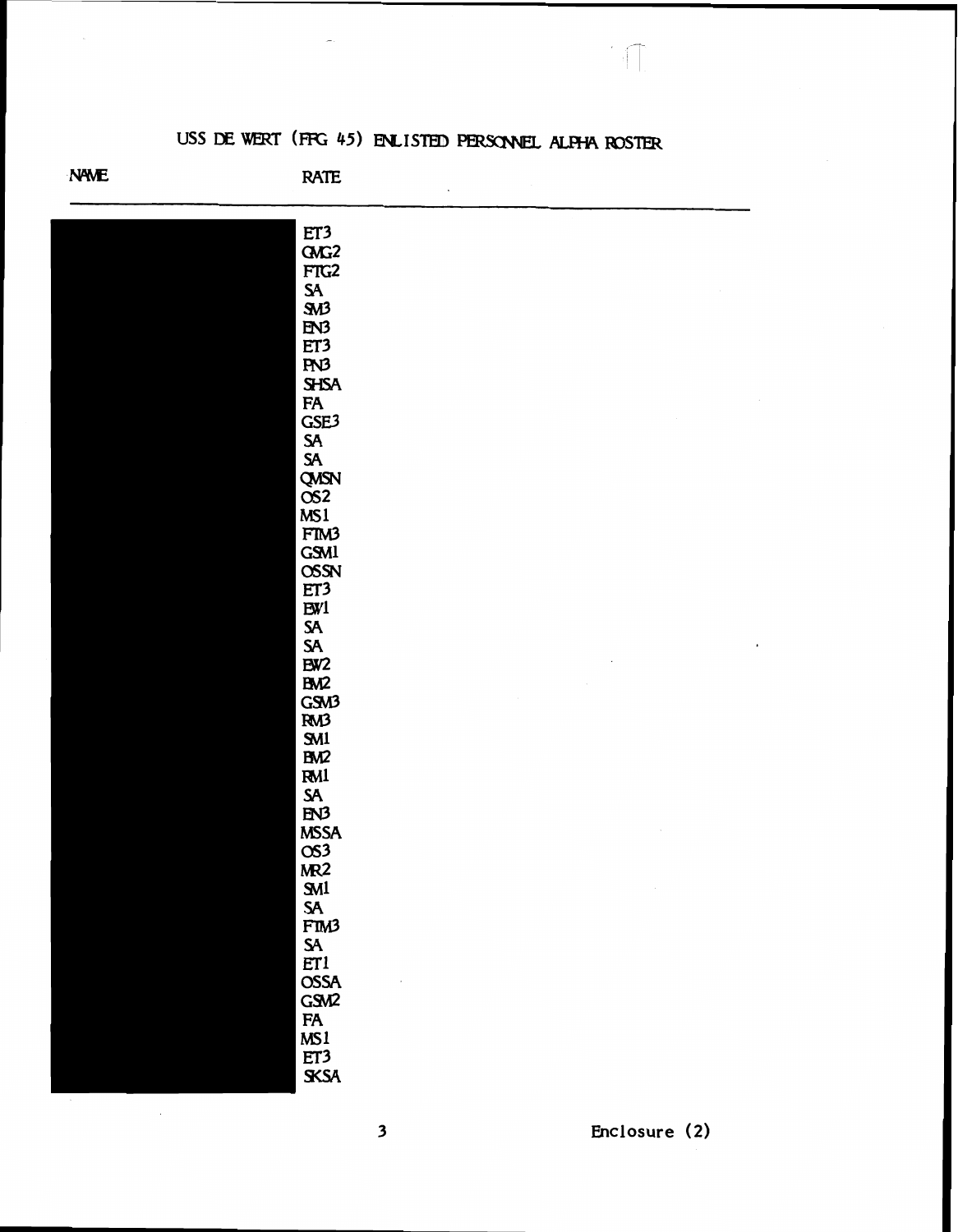# USS DE WERT (FFG 45) ENLISTED PERSONNEL ALPHA ROSTER

| NAME | RATE |
|---|---|
| | ET3 |
| | GMG2 |
| | FTG2 |
| | SA |
| | SM3 |
| | EN3 |
| | ET3 |
| | PN3 |
| | SHSA |
| | FA |
| | GSE3 |
| | SA |
| | SA |
| | QMSN |
| | OS2 |
| | MS1 |
| | FTM3 |
| | GSM1 |
| | OSSN |
| | ET3 |
| | EW1 |
| | SA |
| | SA |
| | EW2 |
| | BM2 |
| | GSM3 |
| | RM3 |
| | SM1 |
| | BM2 |
| | RM1 |
| | SA |
| | EN3 |
| | MSSA |
| | OS3 |
| | MR2 |
| | SM1 |
| | SA |
| | FTM3 |
| | SA |
| | ET1 |
| | OSSA |
| | GSM2 |
| | FA |
| | MS1 |
| | ET3 |
| | SKSA |

Enclosure (2)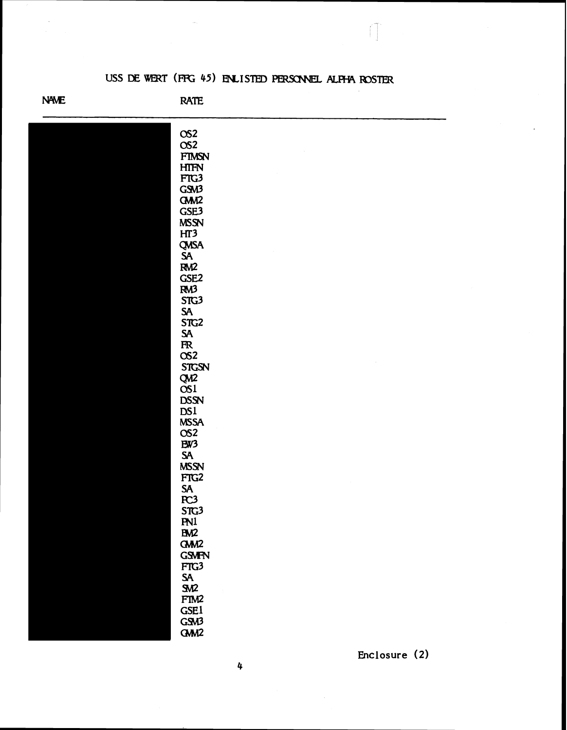# USS DE WERT (FFG 45) ENLISTED PERSONNEL ALPHA ROSTER

| NAME | RATE |
|---|---|
| | OS2 |
| | OS2 |
| | FTMSN |
| | HTFN |
| | FTG3 |
| | GSM3 |
| | GMM2 |
| | GSE3 |
| | MSSN |
| | HT3 |
| | QMSA |
| | SA |
| | RM2 |
| | GSE2 |
| | RM3 |
| | STG3 |
| | SA |
| | STG2 |
| | SA |
| | FR |
| | OS2 |
| | STGSN |
| | QM2 |
| | OS1 |
| | DSSN |
| | DS1 |
| | MSSA |
| | OS2 |
| | EW3 |
| | SA |
| | MSSN |
| | FTG2 |
| | SA |
| | FC3 |
| | STG3 |
| | PN1 |
| | EM2 |
| | GMM2 |
| | GSMFN |
| | FTG3 |
| | SA |
| | SM2 |
| | FTM2 |
| | GSE1 |
| | GSM3 |
| | GMM2 |

Enclosure (2)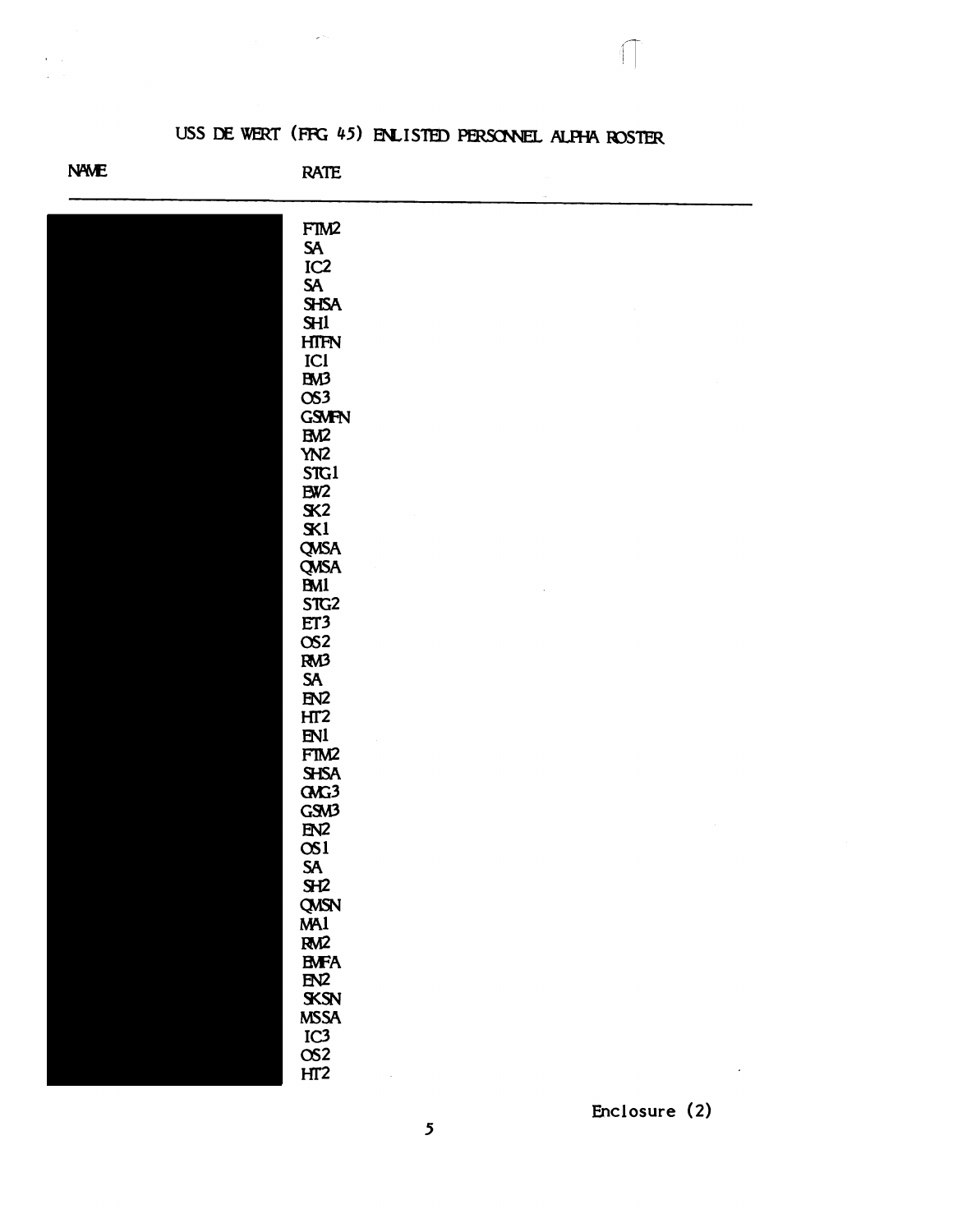# USS DE WERT (FFG 45) ENLISTED PERSONNEL ALPHA ROSTER

| NAME | RATE |
|---|---|
| | FTM2 |
| | SA |
| | IC2 |
| | SA |
| | SHSA |
| | SH1 |
| | HTFN |
| | IC1 |
| | BM3 |
| | OS3 |
| | GSMFN |
| | EM2 |
| | YN2 |
| | STG1 |
| | EW2 |
| | SK2 |
| | SK1 |
| | QMSA |
| | QMSA |
| | BM1 |
| | STG2 |
| | ET3 |
| | OS2 |
| | RM3 |
| | SA |
| | EN2 |
| | HT2 |
| | EN1 |
| | FTM2 |
| | SHSA |
| | GMG3 |
| | GSM3 |
| | EN2 |
| | OS1 |
| | SA |
| | SH2 |
| | QMSN |
| | MA1 |
| | RM2 |
| | EMFA |
| | EN2 |
| | SKSN |
| | MSSA |
| | IC3 |
| | OS2 |
| | HT2 |

Enclosure (2)